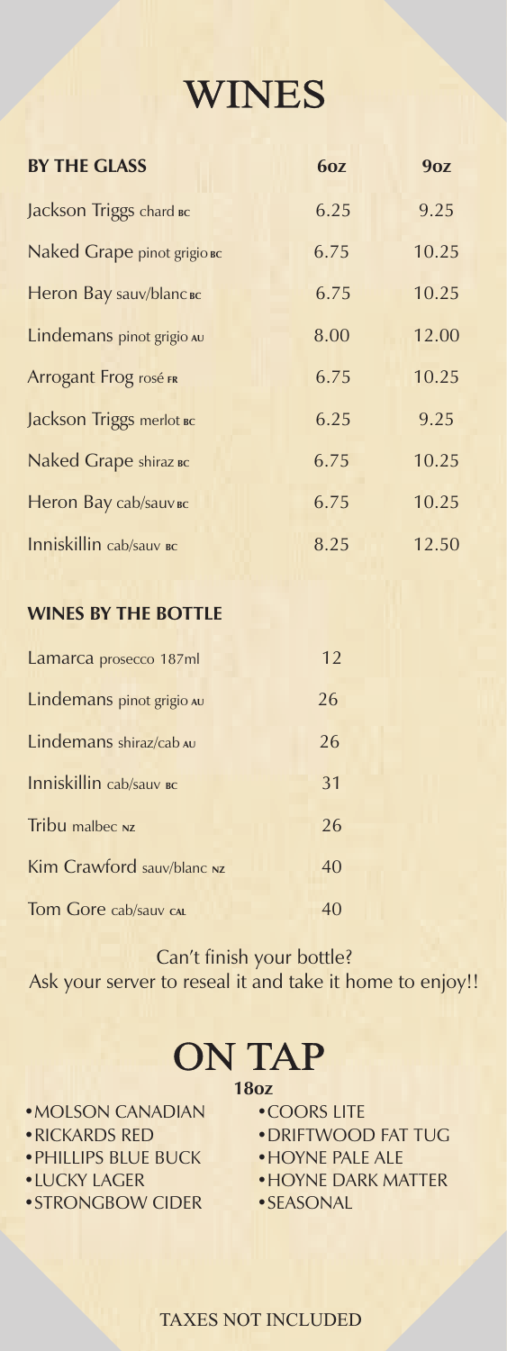# WINES

| BY THE GLASS | 6oz | 9oz |
|---|---|---|
| Jackson Triggs chard BC | 6.25 | 9.25 |
| Naked Grape pinot grigio BC | 6.75 | 10.25 |
| Heron Bay sauv/blanc BC | 6.75 | 10.25 |
| Lindemans pinot grigio AU | 8.00 | 12.00 |
| Arrogant Frog rosé FR | 6.75 | 10.25 |
| Jackson Triggs merlot BC | 6.25 | 9.25 |
| Naked Grape shiraz BC | 6.75 | 10.25 |
| Heron Bay cab/sauv BC | 6.75 | 10.25 |
| Inniskillin cab/sauv BC | 8.25 | 12.50 |

| WINES BY THE BOTTLE | |
|---|---|
| Lamarca prosecco 187ml | 12 |
| Lindemans pinot grigio AU | 26 |
| Lindemans shiraz/cab AU | 26 |
| Inniskillin cab/sauv BC | 31 |
| Tribu malbec NZ | 26 |
| Kim Crawford sauv/blanc NZ | 40 |
| Tom Gore cab/sauv CAL | 40 |

Can't finish your bottle?
Ask your server to reseal it and take it home to enjoy!!

# ON TAP

**18oz**

- MOLSON CANADIAN
- RICKARDS RED
- PHILLIPS BLUE BUCK
- LUCKY LAGER
- STRONGBOW CIDER
- COORS LITE
- DRIFTWOOD FAT TUG
- HOYNE PALE ALE
- HOYNE DARK MATTER
- SEASONAL

TAXES NOT INCLUDED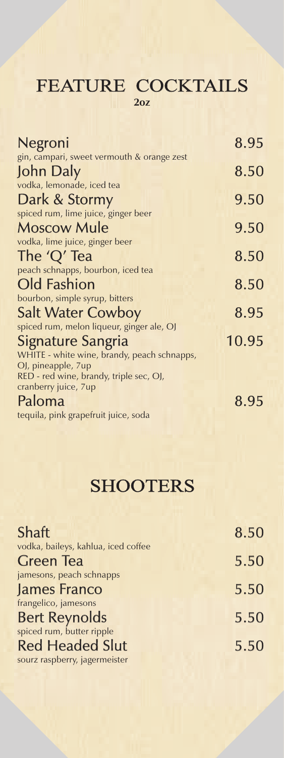# FEATURE COCKTAILS

**2oz**

| | |
|---|---|
| Negroni<br>gin, campari, sweet vermouth & orange zest | 8.95 |
| John Daly<br>vodka, lemonade, iced tea | 8.50 |
| Dark & Stormy<br>spiced rum, lime juice, ginger beer | 9.50 |
| Moscow Mule<br>vodka, lime juice, ginger beer | 9.50 |
| The 'Q' Tea<br>peach schnapps, bourbon, iced tea | 8.50 |
| Old Fashion<br>bourbon, simple syrup, bitters | 8.50 |
| Salt Water Cowboy<br>spiced rum, melon liqueur, ginger ale, OJ | 8.95 |
| Signature Sangria<br>WHITE - white wine, brandy, peach schnapps, OJ, pineapple, 7up<br>RED - red wine, brandy, triple sec, OJ, cranberry juice, 7up | 10.95 |
| Paloma<br>tequila, pink grapefruit juice, soda | 8.95 |

# SHOOTERS

| | |
|---|---|
| Shaft<br>vodka, baileys, kahlua, iced coffee | 8.50 |
| Green Tea<br>jamesons, peach schnapps | 5.50 |
| James Franco<br>frangelico, jamesons | 5.50 |
| Bert Reynolds<br>spiced rum, butter ripple | 5.50 |
| Red Headed Slut<br>sourz raspberry, jagermeister | 5.50 |